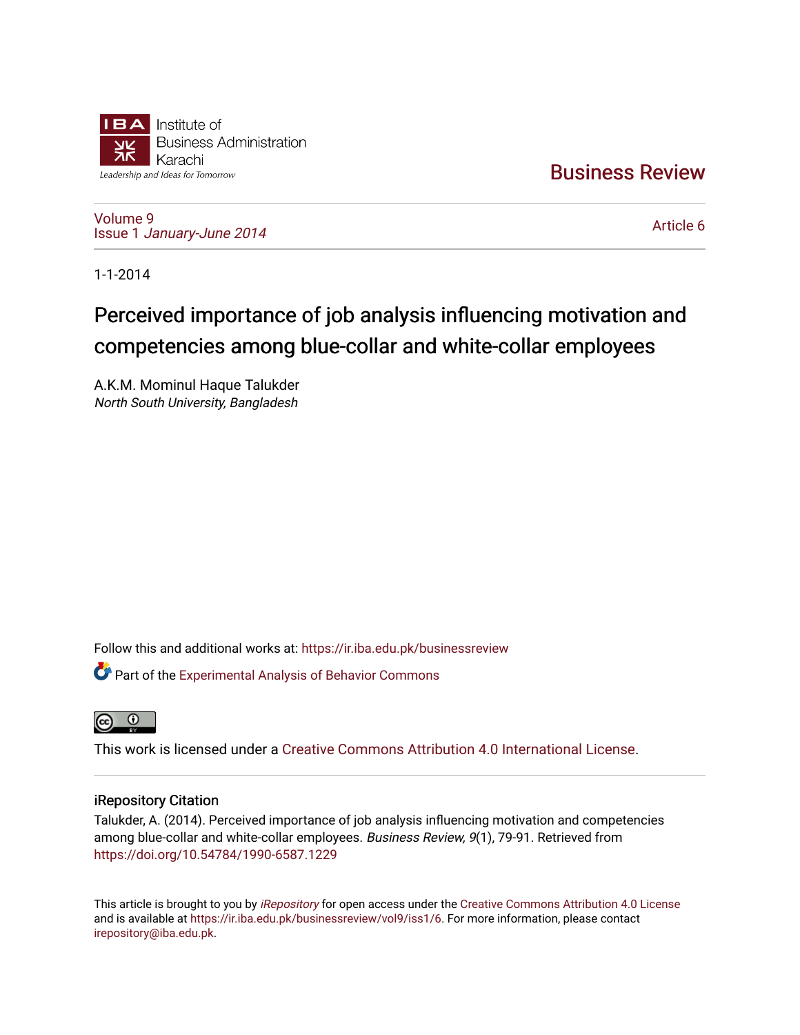Institute of Business Administration Karachi

Leadership and Ideas for Tomorrow

Business Review

Volume 9
Issue 1 *January-June 2014*

Article 6

1-1-2014

# Perceived importance of job analysis influencing motivation and competencies among blue-collar and white-collar employees

A.K.M. Mominul Haque Talukder
*North South University, Bangladesh*

Follow this and additional works at: https://ir.iba.edu.pk/businessreview

Part of the Experimental Analysis of Behavior Commons

This work is licensed under a Creative Commons Attribution 4.0 International License.

## iRepository Citation

Talukder, A. (2014). Perceived importance of job analysis influencing motivation and competencies among blue-collar and white-collar employees. *Business Review, 9*(1), 79-91. Retrieved from https://doi.org/10.54784/1990-6587.1229

This article is brought to you by *iRepository* for open access under the Creative Commons Attribution 4.0 License and is available at https://ir.iba.edu.pk/businessreview/vol9/iss1/6. For more information, please contact irepository@iba.edu.pk.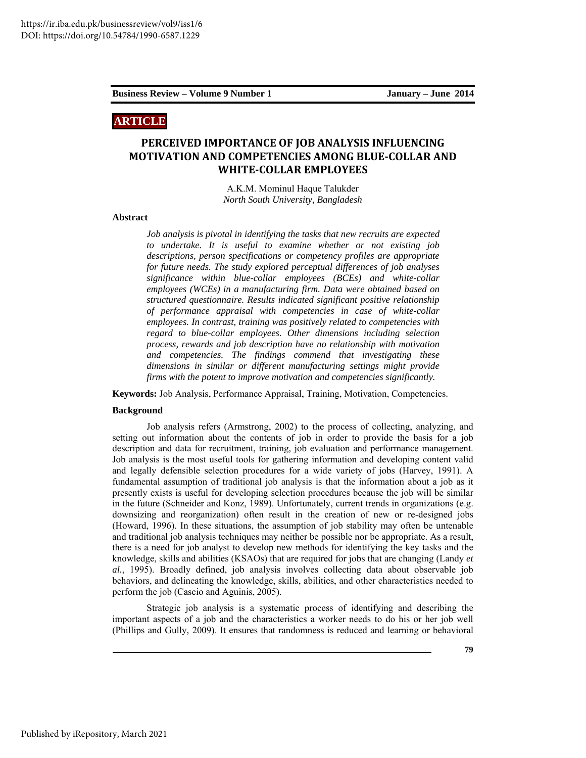**ARTICLE**

# PERCEIVED IMPORTANCE OF JOB ANALYSIS INFLUENCING MOTIVATION AND COMPETENCIES AMONG BLUE-COLLAR AND WHITE-COLLAR EMPLOYEES

A.K.M. Mominul Haque Talukder
*North South University, Bangladesh*

## Abstract

*Job analysis is pivotal in identifying the tasks that new recruits are expected to undertake. It is useful to examine whether or not existing job descriptions, person specifications or competency profiles are appropriate for future needs. The study explored perceptual differences of job analyses significance within blue-collar employees (BCEs) and white-collar employees (WCEs) in a manufacturing firm. Data were obtained based on structured questionnaire. Results indicated significant positive relationship of performance appraisal with competencies in case of white-collar employees. In contrast, training was positively related to competencies with regard to blue-collar employees. Other dimensions including selection process, rewards and job description have no relationship with motivation and competencies. The findings commend that investigating these dimensions in similar or different manufacturing settings might provide firms with the potent to improve motivation and competencies significantly.*

**Keywords:** Job Analysis, Performance Appraisal, Training, Motivation, Competencies.

## Background

Job analysis refers (Armstrong, 2002) to the process of collecting, analyzing, and setting out information about the contents of job in order to provide the basis for a job description and data for recruitment, training, job evaluation and performance management. Job analysis is the most useful tools for gathering information and developing content valid and legally defensible selection procedures for a wide variety of jobs (Harvey, 1991). A fundamental assumption of traditional job analysis is that the information about a job as it presently exists is useful for developing selection procedures because the job will be similar in the future (Schneider and Konz, 1989). Unfortunately, current trends in organizations (e.g. downsizing and reorganization) often result in the creation of new or re-designed jobs (Howard, 1996). In these situations, the assumption of job stability may often be untenable and traditional job analysis techniques may neither be possible nor be appropriate. As a result, there is a need for job analyst to develop new methods for identifying the key tasks and the knowledge, skills and abilities (KSAOs) that are required for jobs that are changing (Landy *et al.*, 1995). Broadly defined, job analysis involves collecting data about observable job behaviors, and delineating the knowledge, skills, abilities, and other characteristics needed to perform the job (Cascio and Aguinis, 2005).

Strategic job analysis is a systematic process of identifying and describing the important aspects of a job and the characteristics a worker needs to do his or her job well (Phillips and Gully, 2009). It ensures that randomness is reduced and learning or behavioral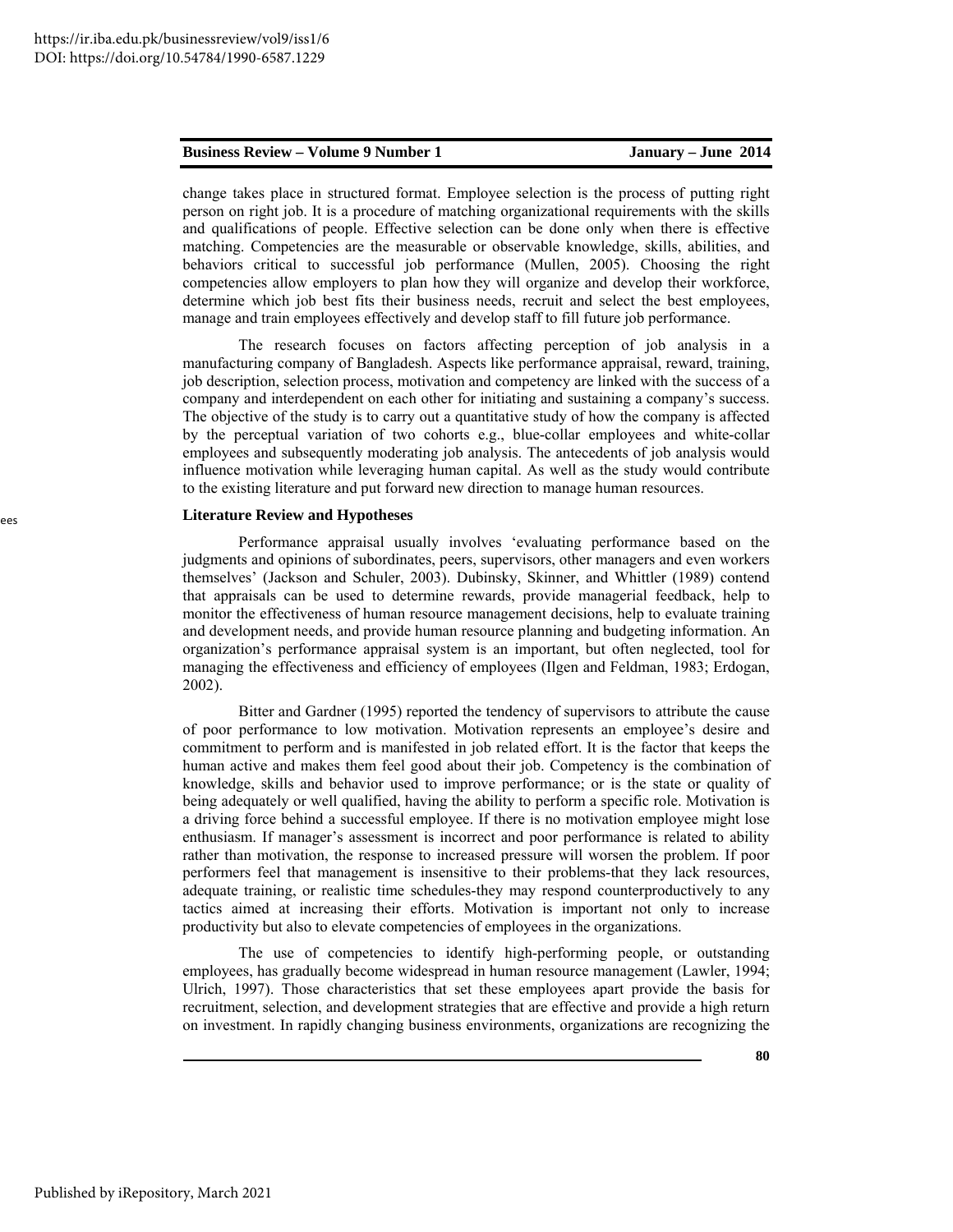change takes place in structured format. Employee selection is the process of putting right person on right job. It is a procedure of matching organizational requirements with the skills and qualifications of people. Effective selection can be done only when there is effective matching. Competencies are the measurable or observable knowledge, skills, abilities, and behaviors critical to successful job performance (Mullen, 2005). Choosing the right competencies allow employers to plan how they will organize and develop their workforce, determine which job best fits their business needs, recruit and select the best employees, manage and train employees effectively and develop staff to fill future job performance.

The research focuses on factors affecting perception of job analysis in a manufacturing company of Bangladesh. Aspects like performance appraisal, reward, training, job description, selection process, motivation and competency are linked with the success of a company and interdependent on each other for initiating and sustaining a company's success. The objective of the study is to carry out a quantitative study of how the company is affected by the perceptual variation of two cohorts e.g., blue-collar employees and white-collar employees and subsequently moderating job analysis. The antecedents of job analysis would influence motivation while leveraging human capital. As well as the study would contribute to the existing literature and put forward new direction to manage human resources.

## Literature Review and Hypotheses

Performance appraisal usually involves 'evaluating performance based on the judgments and opinions of subordinates, peers, supervisors, other managers and even workers themselves' (Jackson and Schuler, 2003). Dubinsky, Skinner, and Whittler (1989) contend that appraisals can be used to determine rewards, provide managerial feedback, help to monitor the effectiveness of human resource management decisions, help to evaluate training and development needs, and provide human resource planning and budgeting information. An organization's performance appraisal system is an important, but often neglected, tool for managing the effectiveness and efficiency of employees (Ilgen and Feldman, 1983; Erdogan, 2002).

Bitter and Gardner (1995) reported the tendency of supervisors to attribute the cause of poor performance to low motivation. Motivation represents an employee's desire and commitment to perform and is manifested in job related effort. It is the factor that keeps the human active and makes them feel good about their job. Competency is the combination of knowledge, skills and behavior used to improve performance; or is the state or quality of being adequately or well qualified, having the ability to perform a specific role. Motivation is a driving force behind a successful employee. If there is no motivation employee might lose enthusiasm. If manager's assessment is incorrect and poor performance is related to ability rather than motivation, the response to increased pressure will worsen the problem. If poor performers feel that management is insensitive to their problems-that they lack resources, adequate training, or realistic time schedules-they may respond counterproductively to any tactics aimed at increasing their efforts. Motivation is important not only to increase productivity but also to elevate competencies of employees in the organizations.

The use of competencies to identify high-performing people, or outstanding employees, has gradually become widespread in human resource management (Lawler, 1994; Ulrich, 1997). Those characteristics that set these employees apart provide the basis for recruitment, selection, and development strategies that are effective and provide a high return on investment. In rapidly changing business environments, organizations are recognizing the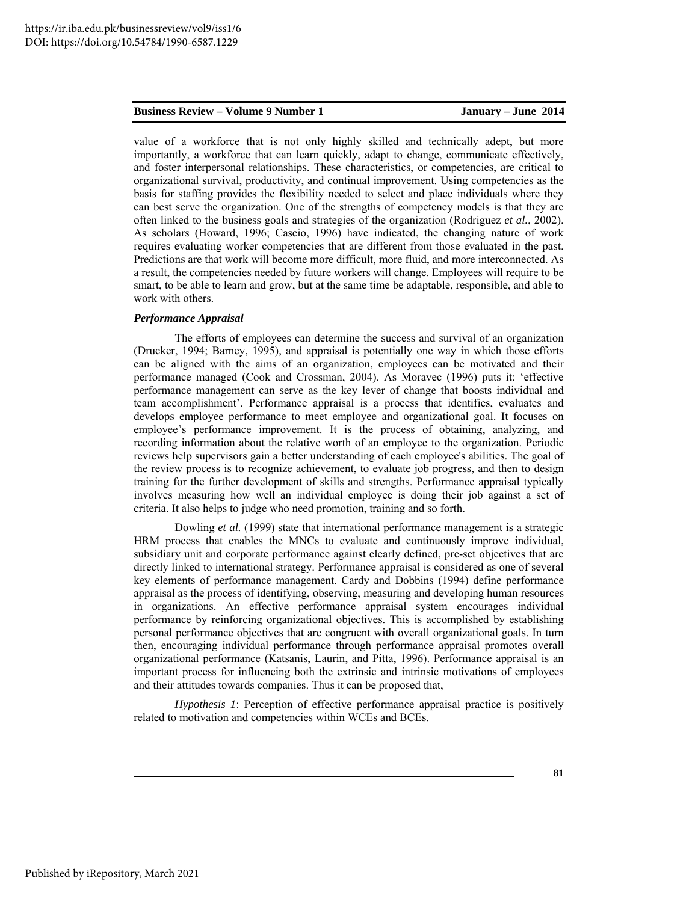value of a workforce that is not only highly skilled and technically adept, but more importantly, a workforce that can learn quickly, adapt to change, communicate effectively, and foster interpersonal relationships. These characteristics, or competencies, are critical to organizational survival, productivity, and continual improvement. Using competencies as the basis for staffing provides the flexibility needed to select and place individuals where they can best serve the organization. One of the strengths of competency models is that they are often linked to the business goals and strategies of the organization (Rodriguez *et al.*, 2002). As scholars (Howard, 1996; Cascio, 1996) have indicated, the changing nature of work requires evaluating worker competencies that are different from those evaluated in the past. Predictions are that work will become more difficult, more fluid, and more interconnected. As a result, the competencies needed by future workers will change. Employees will require to be smart, to be able to learn and grow, but at the same time be adaptable, responsible, and able to work with others.

***Performance Appraisal***

The efforts of employees can determine the success and survival of an organization (Drucker, 1994; Barney, 1995), and appraisal is potentially one way in which those efforts can be aligned with the aims of an organization, employees can be motivated and their performance managed (Cook and Crossman, 2004). As Moravec (1996) puts it: 'effective performance management can serve as the key lever of change that boosts individual and team accomplishment'. Performance appraisal is a process that identifies, evaluates and develops employee performance to meet employee and organizational goal. It focuses on employee's performance improvement. It is the process of obtaining, analyzing, and recording information about the relative worth of an employee to the organization. Periodic reviews help supervisors gain a better understanding of each employee's abilities. The goal of the review process is to recognize achievement, to evaluate job progress, and then to design training for the further development of skills and strengths. Performance appraisal typically involves measuring how well an individual employee is doing their job against a set of criteria. It also helps to judge who need promotion, training and so forth.

Dowling *et al.* (1999) state that international performance management is a strategic HRM process that enables the MNCs to evaluate and continuously improve individual, subsidiary unit and corporate performance against clearly defined, pre-set objectives that are directly linked to international strategy. Performance appraisal is considered as one of several key elements of performance management. Cardy and Dobbins (1994) define performance appraisal as the process of identifying, observing, measuring and developing human resources in organizations. An effective performance appraisal system encourages individual performance by reinforcing organizational objectives. This is accomplished by establishing personal performance objectives that are congruent with overall organizational goals. In turn then, encouraging individual performance through performance appraisal promotes overall organizational performance (Katsanis, Laurin, and Pitta, 1996). Performance appraisal is an important process for influencing both the extrinsic and intrinsic motivations of employees and their attitudes towards companies. Thus it can be proposed that,

*Hypothesis 1*: Perception of effective performance appraisal practice is positively related to motivation and competencies within WCEs and BCEs.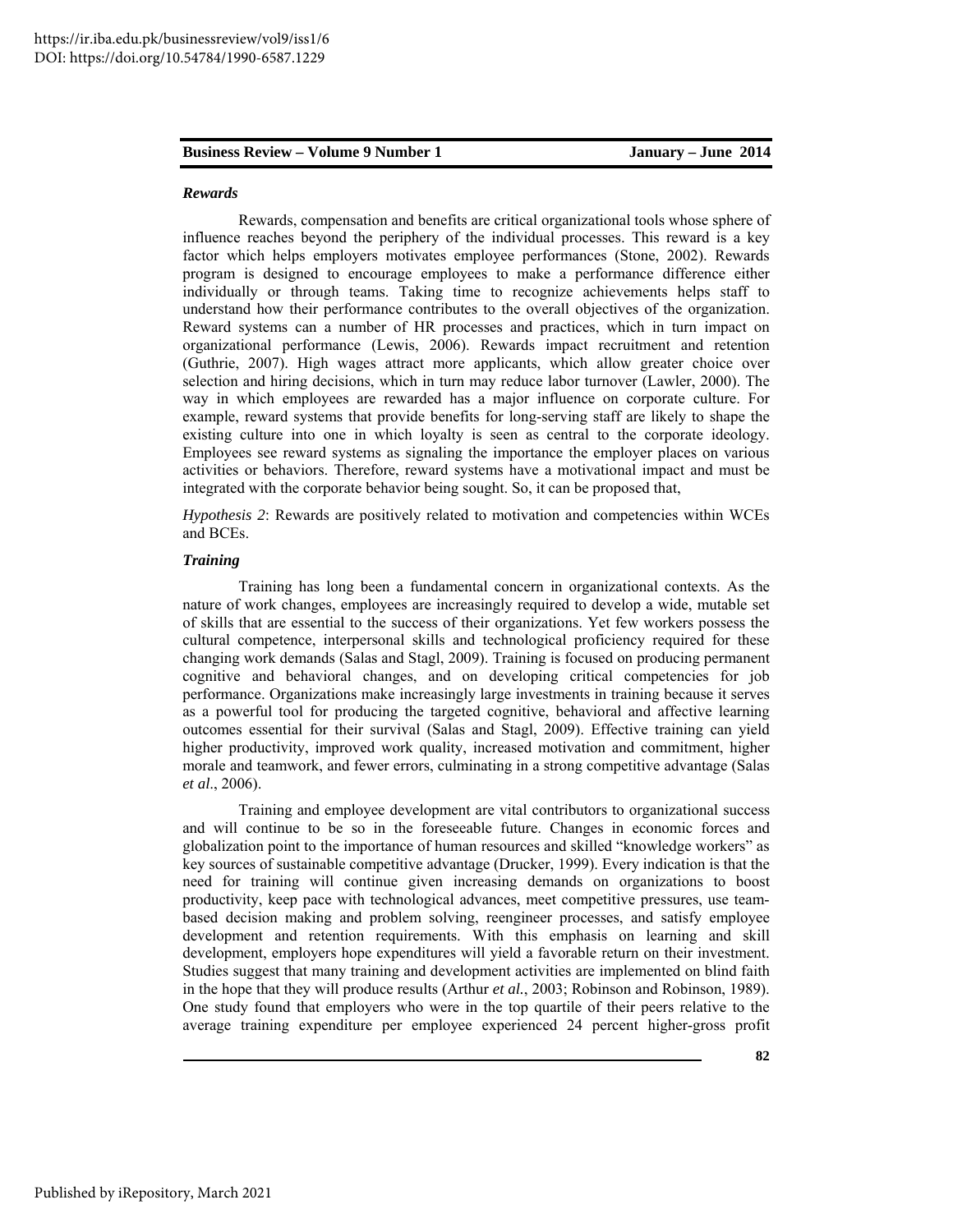***Rewards***

Rewards, compensation and benefits are critical organizational tools whose sphere of influence reaches beyond the periphery of the individual processes. This reward is a key factor which helps employers motivates employee performances (Stone, 2002). Rewards program is designed to encourage employees to make a performance difference either individually or through teams. Taking time to recognize achievements helps staff to understand how their performance contributes to the overall objectives of the organization. Reward systems can a number of HR processes and practices, which in turn impact on organizational performance (Lewis, 2006). Rewards impact recruitment and retention (Guthrie, 2007). High wages attract more applicants, which allow greater choice over selection and hiring decisions, which in turn may reduce labor turnover (Lawler, 2000). The way in which employees are rewarded has a major influence on corporate culture. For example, reward systems that provide benefits for long-serving staff are likely to shape the existing culture into one in which loyalty is seen as central to the corporate ideology. Employees see reward systems as signaling the importance the employer places on various activities or behaviors. Therefore, reward systems have a motivational impact and must be integrated with the corporate behavior being sought. So, it can be proposed that,

*Hypothesis 2*: Rewards are positively related to motivation and competencies within WCEs and BCEs.

***Training***

Training has long been a fundamental concern in organizational contexts. As the nature of work changes, employees are increasingly required to develop a wide, mutable set of skills that are essential to the success of their organizations. Yet few workers possess the cultural competence, interpersonal skills and technological proficiency required for these changing work demands (Salas and Stagl, 2009). Training is focused on producing permanent cognitive and behavioral changes, and on developing critical competencies for job performance. Organizations make increasingly large investments in training because it serves as a powerful tool for producing the targeted cognitive, behavioral and affective learning outcomes essential for their survival (Salas and Stagl, 2009). Effective training can yield higher productivity, improved work quality, increased motivation and commitment, higher morale and teamwork, and fewer errors, culminating in a strong competitive advantage (Salas *et al*., 2006).

Training and employee development are vital contributors to organizational success and will continue to be so in the foreseeable future. Changes in economic forces and globalization point to the importance of human resources and skilled "knowledge workers" as key sources of sustainable competitive advantage (Drucker, 1999). Every indication is that the need for training will continue given increasing demands on organizations to boost productivity, keep pace with technological advances, meet competitive pressures, use team-based decision making and problem solving, reengineer processes, and satisfy employee development and retention requirements. With this emphasis on learning and skill development, employers hope expenditures will yield a favorable return on their investment. Studies suggest that many training and development activities are implemented on blind faith in the hope that they will produce results (Arthur *et al.*, 2003; Robinson and Robinson, 1989). One study found that employers who were in the top quartile of their peers relative to the average training expenditure per employee experienced 24 percent higher-gross profit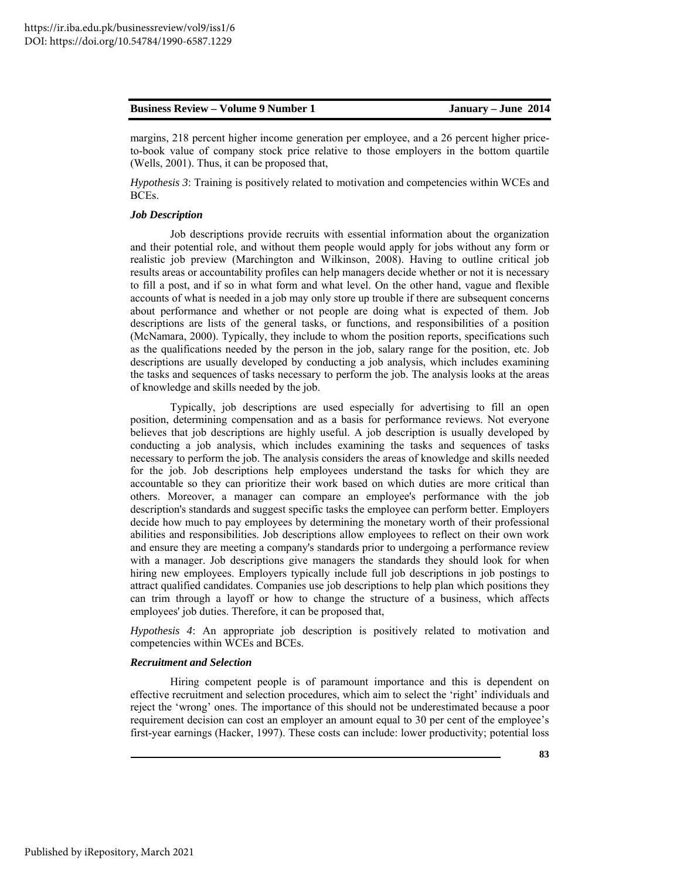margins, 218 percent higher income generation per employee, and a 26 percent higher price-to-book value of company stock price relative to those employers in the bottom quartile (Wells, 2001). Thus, it can be proposed that,

*Hypothesis 3*: Training is positively related to motivation and competencies within WCEs and BCEs.

### *Job Description*

Job descriptions provide recruits with essential information about the organization and their potential role, and without them people would apply for jobs without any form or realistic job preview (Marchington and Wilkinson, 2008). Having to outline critical job results areas or accountability profiles can help managers decide whether or not it is necessary to fill a post, and if so in what form and what level. On the other hand, vague and flexible accounts of what is needed in a job may only store up trouble if there are subsequent concerns about performance and whether or not people are doing what is expected of them. Job descriptions are lists of the general tasks, or functions, and responsibilities of a position (McNamara, 2000). Typically, they include to whom the position reports, specifications such as the qualifications needed by the person in the job, salary range for the position, etc. Job descriptions are usually developed by conducting a job analysis, which includes examining the tasks and sequences of tasks necessary to perform the job. The analysis looks at the areas of knowledge and skills needed by the job.

Typically, job descriptions are used especially for advertising to fill an open position, determining compensation and as a basis for performance reviews. Not everyone believes that job descriptions are highly useful. A job description is usually developed by conducting a job analysis, which includes examining the tasks and sequences of tasks necessary to perform the job. The analysis considers the areas of knowledge and skills needed for the job. Job descriptions help employees understand the tasks for which they are accountable so they can prioritize their work based on which duties are more critical than others. Moreover, a manager can compare an employee's performance with the job description's standards and suggest specific tasks the employee can perform better. Employers decide how much to pay employees by determining the monetary worth of their professional abilities and responsibilities. Job descriptions allow employees to reflect on their own work and ensure they are meeting a company's standards prior to undergoing a performance review with a manager. Job descriptions give managers the standards they should look for when hiring new employees. Employers typically include full job descriptions in job postings to attract qualified candidates. Companies use job descriptions to help plan which positions they can trim through a layoff or how to change the structure of a business, which affects employees' job duties. Therefore, it can be proposed that,

*Hypothesis 4*: An appropriate job description is positively related to motivation and competencies within WCEs and BCEs.

### *Recruitment and Selection*

Hiring competent people is of paramount importance and this is dependent on effective recruitment and selection procedures, which aim to select the 'right' individuals and reject the 'wrong' ones. The importance of this should not be underestimated because a poor requirement decision can cost an employer an amount equal to 30 per cent of the employee's first-year earnings (Hacker, 1997). These costs can include: lower productivity; potential loss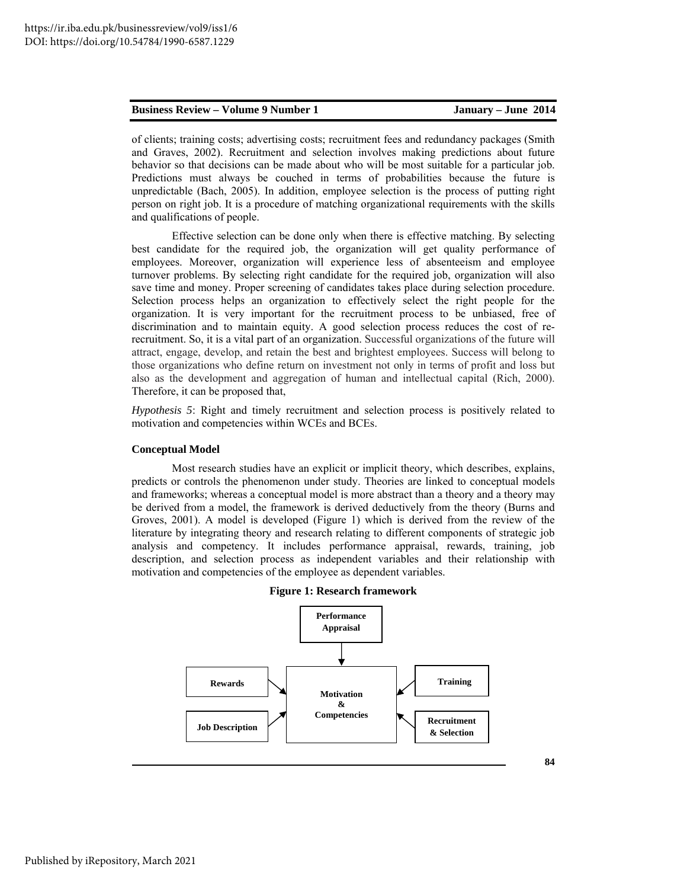of clients; training costs; advertising costs; recruitment fees and redundancy packages (Smith and Graves, 2002). Recruitment and selection involves making predictions about future behavior so that decisions can be made about who will be most suitable for a particular job. Predictions must always be couched in terms of probabilities because the future is unpredictable (Bach, 2005). In addition, employee selection is the process of putting right person on right job. It is a procedure of matching organizational requirements with the skills and qualifications of people.

Effective selection can be done only when there is effective matching. By selecting best candidate for the required job, the organization will get quality performance of employees. Moreover, organization will experience less of absenteeism and employee turnover problems. By selecting right candidate for the required job, organization will also save time and money. Proper screening of candidates takes place during selection procedure. Selection process helps an organization to effectively select the right people for the organization. It is very important for the recruitment process to be unbiased, free of discrimination and to maintain equity. A good selection process reduces the cost of re-recruitment. So, it is a vital part of an organization. Successful organizations of the future will attract, engage, develop, and retain the best and brightest employees. Success will belong to those organizations who define return on investment not only in terms of profit and loss but also as the development and aggregation of human and intellectual capital (Rich, 2000). Therefore, it can be proposed that,

*Hypothesis 5*: Right and timely recruitment and selection process is positively related to motivation and competencies within WCEs and BCEs.

### Conceptual Model

Most research studies have an explicit or implicit theory, which describes, explains, predicts or controls the phenomenon under study. Theories are linked to conceptual models and frameworks; whereas a conceptual model is more abstract than a theory and a theory may be derived from a model, the framework is derived deductively from the theory (Burns and Groves, 2001). A model is developed (Figure 1) which is derived from the review of the literature by integrating theory and research relating to different components of strategic job analysis and competency. It includes performance appraisal, rewards, training, job description, and selection process as independent variables and their relationship with motivation and competencies of the employee as dependent variables.

**Figure 1: Research framework**

Performance Appraisal → Motivation & Competencies

Rewards → Motivation & Competencies

Job Description → Motivation & Competencies

Training → Motivation & Competencies

Recruitment & Selection → Motivation & Competencies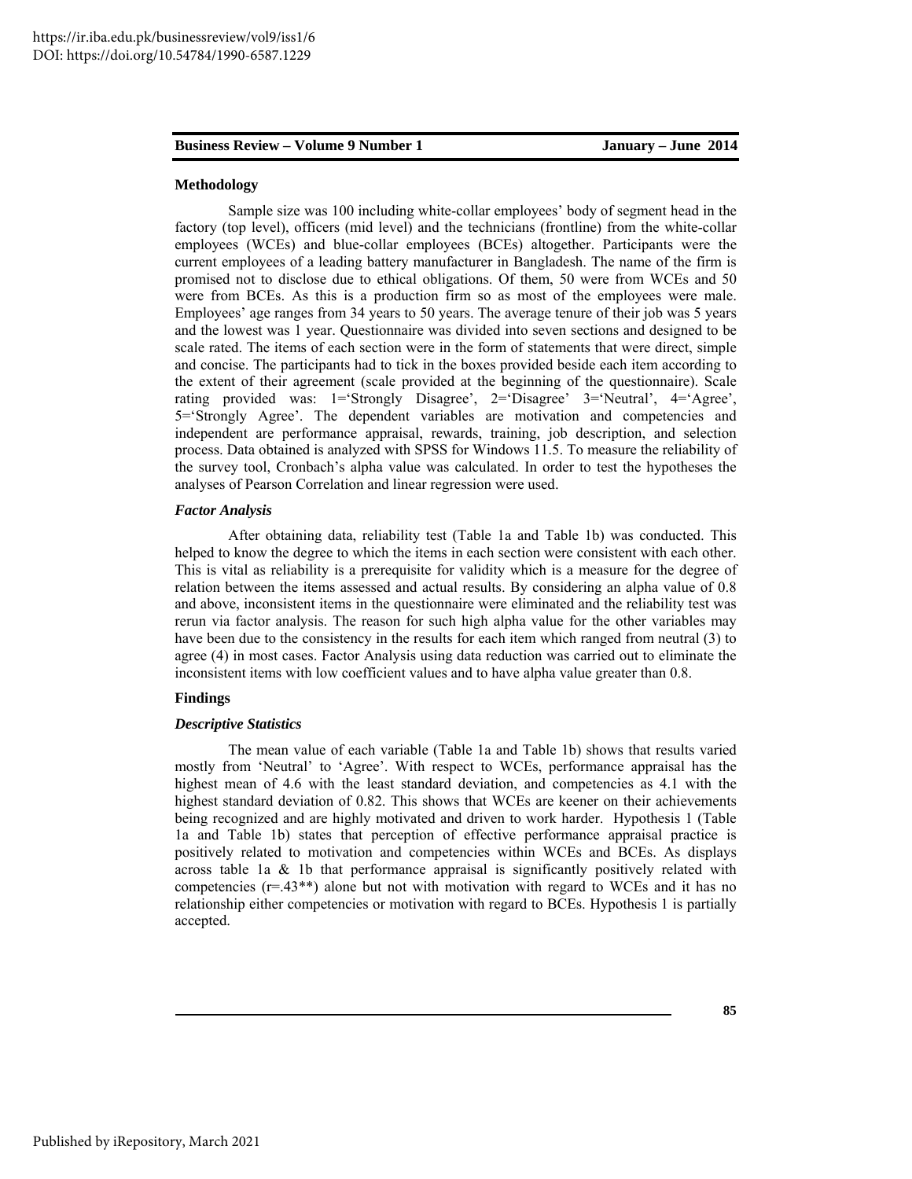## Methodology

Sample size was 100 including white-collar employees' body of segment head in the factory (top level), officers (mid level) and the technicians (frontline) from the white-collar employees (WCEs) and blue-collar employees (BCEs) altogether. Participants were the current employees of a leading battery manufacturer in Bangladesh. The name of the firm is promised not to disclose due to ethical obligations. Of them, 50 were from WCEs and 50 were from BCEs. As this is a production firm so as most of the employees were male. Employees' age ranges from 34 years to 50 years. The average tenure of their job was 5 years and the lowest was 1 year. Questionnaire was divided into seven sections and designed to be scale rated. The items of each section were in the form of statements that were direct, simple and concise. The participants had to tick in the boxes provided beside each item according to the extent of their agreement (scale provided at the beginning of the questionnaire). Scale rating provided was: 1='Strongly Disagree', 2='Disagree' 3='Neutral', 4='Agree', 5='Strongly Agree'. The dependent variables are motivation and competencies and independent are performance appraisal, rewards, training, job description, and selection process. Data obtained is analyzed with SPSS for Windows 11.5. To measure the reliability of the survey tool, Cronbach's alpha value was calculated. In order to test the hypotheses the analyses of Pearson Correlation and linear regression were used.

### *Factor Analysis*

After obtaining data, reliability test (Table 1a and Table 1b) was conducted. This helped to know the degree to which the items in each section were consistent with each other. This is vital as reliability is a prerequisite for validity which is a measure for the degree of relation between the items assessed and actual results. By considering an alpha value of 0.8 and above, inconsistent items in the questionnaire were eliminated and the reliability test was rerun via factor analysis. The reason for such high alpha value for the other variables may have been due to the consistency in the results for each item which ranged from neutral (3) to agree (4) in most cases. Factor Analysis using data reduction was carried out to eliminate the inconsistent items with low coefficient values and to have alpha value greater than 0.8.

## Findings

### *Descriptive Statistics*

The mean value of each variable (Table 1a and Table 1b) shows that results varied mostly from 'Neutral' to 'Agree'. With respect to WCEs, performance appraisal has the highest mean of 4.6 with the least standard deviation, and competencies as 4.1 with the highest standard deviation of 0.82. This shows that WCEs are keener on their achievements being recognized and are highly motivated and driven to work harder. Hypothesis 1 (Table 1a and Table 1b) states that perception of effective performance appraisal practice is positively related to motivation and competencies within WCEs and BCEs. As displays across table 1a & 1b that performance appraisal is significantly positively related with competencies (r=.43**) alone but not with motivation with regard to WCEs and it has no relationship either competencies or motivation with regard to BCEs. Hypothesis 1 is partially accepted.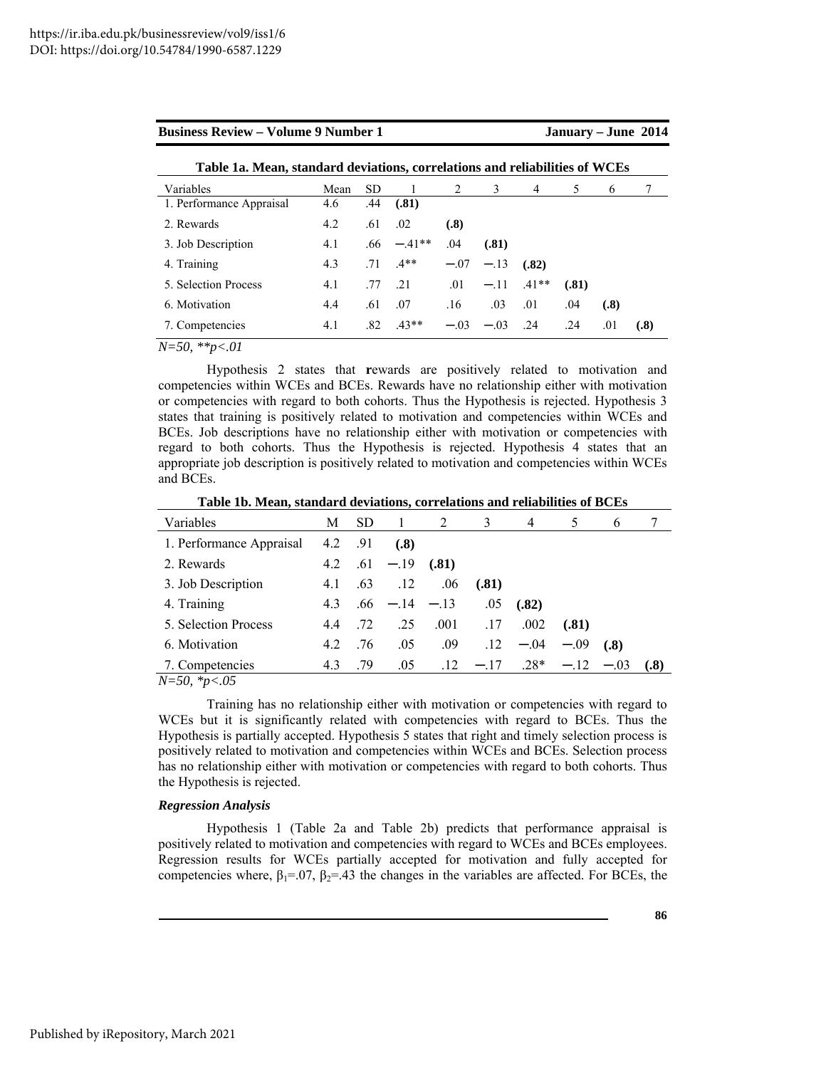**Table 1a. Mean, standard deviations, correlations and reliabilities of WCEs**

| Variables | Mean | SD | 1 | 2 | 3 | 4 | 5 | 6 | 7 |
|---|---|---|---|---|---|---|---|---|---|
| 1. Performance Appraisal | 4.6 | .44 | **(.81)** | | | | | | |
| 2. Rewards | 4.2 | .61 | .02 | **(.8)** | | | | | |
| 3. Job Description | 4.1 | .66 | −.41** | .04 | **(.81)** | | | | |
| 4. Training | 4.3 | .71 | .4** | −.07 | −.13 | **(.82)** | | | |
| 5. Selection Process | 4.1 | .77 | .21 | .01 | −.11 | .41** | **(.81)** | | |
| 6. Motivation | 4.4 | .61 | .07 | .16 | .03 | .01 | .04 | **(.8)** | |
| 7. Competencies | 4.1 | .82 | .43** | −.03 | −.03 | .24 | .24 | .01 | **(.8)** |

*N=50, **p<.01*

Hypothesis 2 states that **r**ewards are positively related to motivation and competencies within WCEs and BCEs. Rewards have no relationship either with motivation or competencies with regard to both cohorts. Thus the Hypothesis is rejected. Hypothesis 3 states that training is positively related to motivation and competencies within WCEs and BCEs. Job descriptions have no relationship either with motivation or competencies with regard to both cohorts. Thus the Hypothesis is rejected. Hypothesis 4 states that an appropriate job description is positively related to motivation and competencies within WCEs and BCEs.

**Table 1b. Mean, standard deviations, correlations and reliabilities of BCEs**

| Variables | M | SD | 1 | 2 | 3 | 4 | 5 | 6 | 7 |
|---|---|---|---|---|---|---|---|---|---|
| 1. Performance Appraisal | 4.2 | .91 | **(.8)** | | | | | | |
| 2. Rewards | 4.2 | .61 | −.19 | **(.81)** | | | | | |
| 3. Job Description | 4.1 | .63 | .12 | .06 | **(.81)** | | | | |
| 4. Training | 4.3 | .66 | −.14 | −.13 | .05 | **(.82)** | | | |
| 5. Selection Process | 4.4 | .72 | .25 | .001 | .17 | .002 | **(.81)** | | |
| 6. Motivation | 4.2 | .76 | .05 | .09 | .12 | −.04 | −.09 | **(.8)** | |
| 7. Competencies | 4.3 | .79 | .05 | .12 | −.17 | .28* | −.12 | −.03 | **(.8)** |

*N=50, *p<.05*

Training has no relationship either with motivation or competencies with regard to WCEs but it is significantly related with competencies with regard to BCEs. Thus the Hypothesis is partially accepted. Hypothesis 5 states that right and timely selection process is positively related to motivation and competencies within WCEs and BCEs. Selection process has no relationship either with motivation or competencies with regard to both cohorts. Thus the Hypothesis is rejected.

***Regression Analysis***

Hypothesis 1 (Table 2a and Table 2b) predicts that performance appraisal is positively related to motivation and competencies with regard to WCEs and BCEs employees. Regression results for WCEs partially accepted for motivation and fully accepted for competencies where, $\beta_1$=.07, $\beta_2$=.43 the changes in the variables are affected. For BCEs, the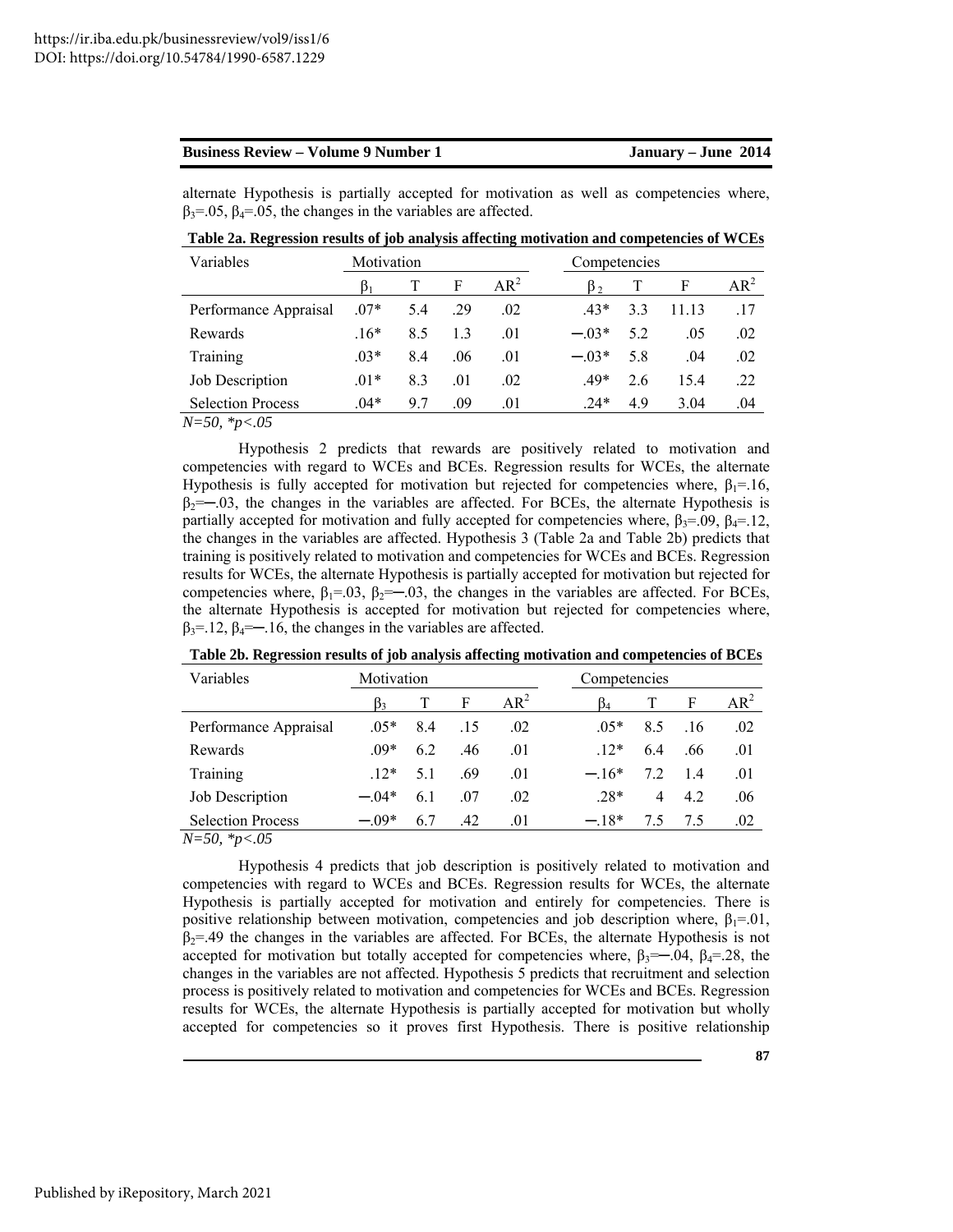alternate Hypothesis is partially accepted for motivation as well as competencies where, $\beta_3$=.05, $\beta_4$=.05, the changes in the variables are affected.

**Table 2a. Regression results of job analysis affecting motivation and competencies of WCEs**

| Variables | Motivation | | | | Competencies | | | |
|---|---|---|---|---|---|---|---|---|
| | $\beta_1$ | T | F | $AR^2$ | $\beta_2$ | T | F | $AR^2$ |
| Performance Appraisal | .07* | 5.4 | .29 | .02 | .43* | 3.3 | 11.13 | .17 |
| Rewards | .16* | 8.5 | 1.3 | .01 | −.03* | 5.2 | .05 | .02 |
| Training | .03* | 8.4 | .06 | .01 | −.03* | 5.8 | .04 | .02 |
| Job Description | .01* | 8.3 | .01 | .02 | .49* | 2.6 | 15.4 | .22 |
| Selection Process | .04* | 9.7 | .09 | .01 | .24* | 4.9 | 3.04 | .04 |

*N=50, *p<.05*

Hypothesis 2 predicts that rewards are positively related to motivation and competencies with regard to WCEs and BCEs. Regression results for WCEs, the alternate Hypothesis is fully accepted for motivation but rejected for competencies where, $\beta_1$=.16, $\beta_2$=−.03, the changes in the variables are affected. For BCEs, the alternate Hypothesis is partially accepted for motivation and fully accepted for competencies where, $\beta_3$=.09, $\beta_4$=.12, the changes in the variables are affected. Hypothesis 3 (Table 2a and Table 2b) predicts that training is positively related to motivation and competencies for WCEs and BCEs. Regression results for WCEs, the alternate Hypothesis is partially accepted for motivation but rejected for competencies where, $\beta_1$=.03, $\beta_2$=−.03, the changes in the variables are affected. For BCEs, the alternate Hypothesis is accepted for motivation but rejected for competencies where, $\beta_3$=.12, $\beta_4$=−.16, the changes in the variables are affected.

**Table 2b. Regression results of job analysis affecting motivation and competencies of BCEs**

| Variables | Motivation | | | | Competencies | | | |
|---|---|---|---|---|---|---|---|---|
| | $\beta_3$ | T | F | $AR^2$ | $\beta_4$ | T | F | $AR^2$ |
| Performance Appraisal | .05* | 8.4 | .15 | .02 | .05* | 8.5 | .16 | .02 |
| Rewards | .09* | 6.2 | .46 | .01 | .12* | 6.4 | .66 | .01 |
| Training | .12* | 5.1 | .69 | .01 | −.16* | 7.2 | 1.4 | .01 |
| Job Description | −.04* | 6.1 | .07 | .02 | .28* | 4 | 4.2 | .06 |
| Selection Process | −.09* | 6.7 | .42 | .01 | −.18* | 7.5 | 7.5 | .02 |

*N=50, *p<.05*

Hypothesis 4 predicts that job description is positively related to motivation and competencies with regard to WCEs and BCEs. Regression results for WCEs, the alternate Hypothesis is partially accepted for motivation and entirely for competencies. There is positive relationship between motivation, competencies and job description where, $\beta_1$=.01, $\beta_2$=.49 the changes in the variables are affected. For BCEs, the alternate Hypothesis is not accepted for motivation but totally accepted for competencies where, $\beta_3$=−.04, $\beta_4$=.28, the changes in the variables are not affected. Hypothesis 5 predicts that recruitment and selection process is positively related to motivation and competencies for WCEs and BCEs. Regression results for WCEs, the alternate Hypothesis is partially accepted for motivation but wholly accepted for competencies so it proves first Hypothesis. There is positive relationship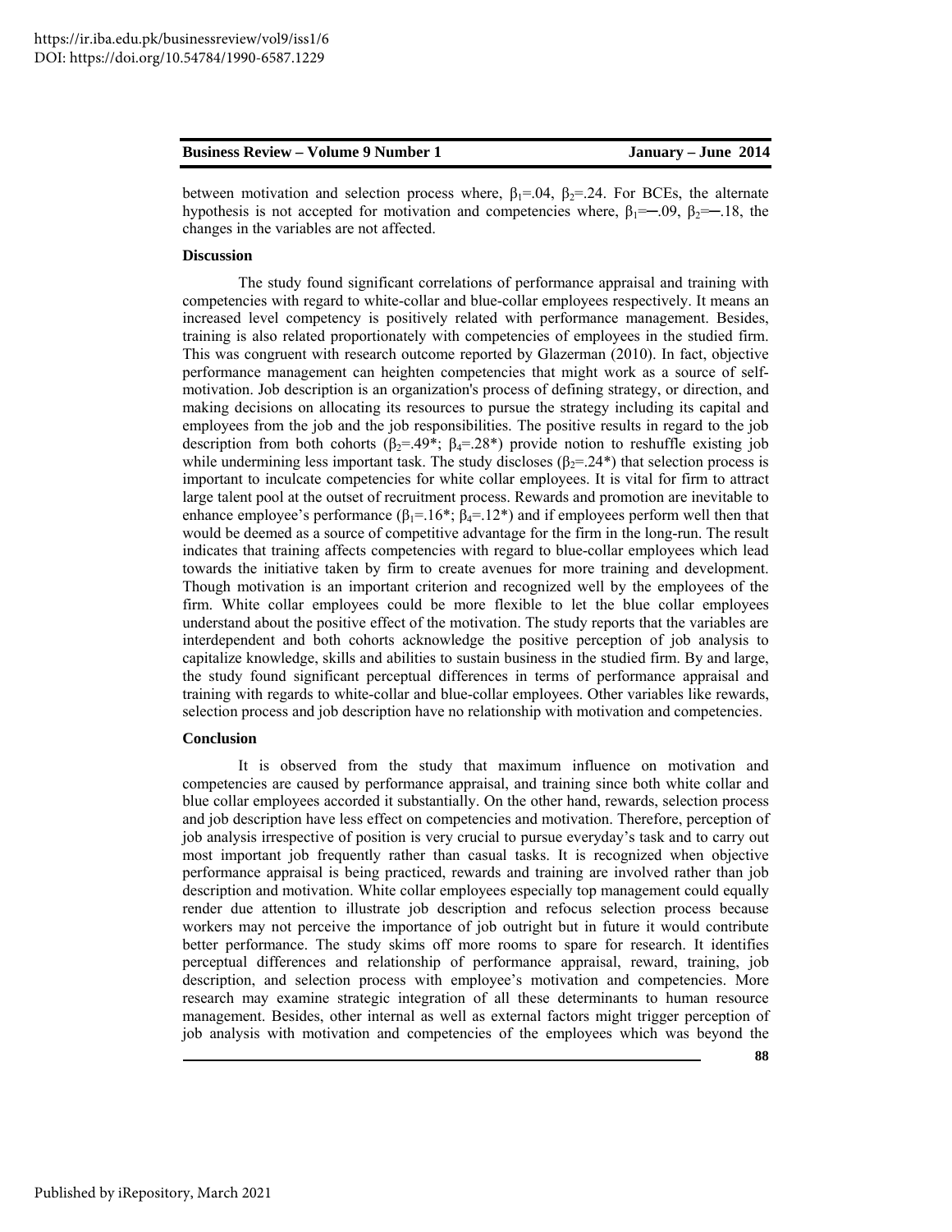between motivation and selection process where, $\beta_1$=.04, $\beta_2$=.24. For BCEs, the alternate hypothesis is not accepted for motivation and competencies where, $\beta_1$=−.09, $\beta_2$=−.18, the changes in the variables are not affected.

### Discussion

The study found significant correlations of performance appraisal and training with competencies with regard to white-collar and blue-collar employees respectively. It means an increased level competency is positively related with performance management. Besides, training is also related proportionately with competencies of employees in the studied firm. This was congruent with research outcome reported by Glazerman (2010). In fact, objective performance management can heighten competencies that might work as a source of self-motivation. Job description is an organization's process of defining strategy, or direction, and making decisions on allocating its resources to pursue the strategy including its capital and employees from the job and the job responsibilities. The positive results in regard to the job description from both cohorts ($\beta_2$=.49*; $\beta_4$=.28*) provide notion to reshuffle existing job while undermining less important task. The study discloses ($\beta_2$=.24*) that selection process is important to inculcate competencies for white collar employees. It is vital for firm to attract large talent pool at the outset of recruitment process. Rewards and promotion are inevitable to enhance employee's performance ($\beta_1$=.16*; $\beta_4$=.12*) and if employees perform well then that would be deemed as a source of competitive advantage for the firm in the long-run. The result indicates that training affects competencies with regard to blue-collar employees which lead towards the initiative taken by firm to create avenues for more training and development. Though motivation is an important criterion and recognized well by the employees of the firm. White collar employees could be more flexible to let the blue collar employees understand about the positive effect of the motivation. The study reports that the variables are interdependent and both cohorts acknowledge the positive perception of job analysis to capitalize knowledge, skills and abilities to sustain business in the studied firm. By and large, the study found significant perceptual differences in terms of performance appraisal and training with regards to white-collar and blue-collar employees. Other variables like rewards, selection process and job description have no relationship with motivation and competencies.

### Conclusion

It is observed from the study that maximum influence on motivation and competencies are caused by performance appraisal, and training since both white collar and blue collar employees accorded it substantially. On the other hand, rewards, selection process and job description have less effect on competencies and motivation. Therefore, perception of job analysis irrespective of position is very crucial to pursue everyday's task and to carry out most important job frequently rather than casual tasks. It is recognized when objective performance appraisal is being practiced, rewards and training are involved rather than job description and motivation. White collar employees especially top management could equally render due attention to illustrate job description and refocus selection process because workers may not perceive the importance of job outright but in future it would contribute better performance. The study skims off more rooms to spare for research. It identifies perceptual differences and relationship of performance appraisal, reward, training, job description, and selection process with employee's motivation and competencies. More research may examine strategic integration of all these determinants to human resource management. Besides, other internal as well as external factors might trigger perception of job analysis with motivation and competencies of the employees which was beyond the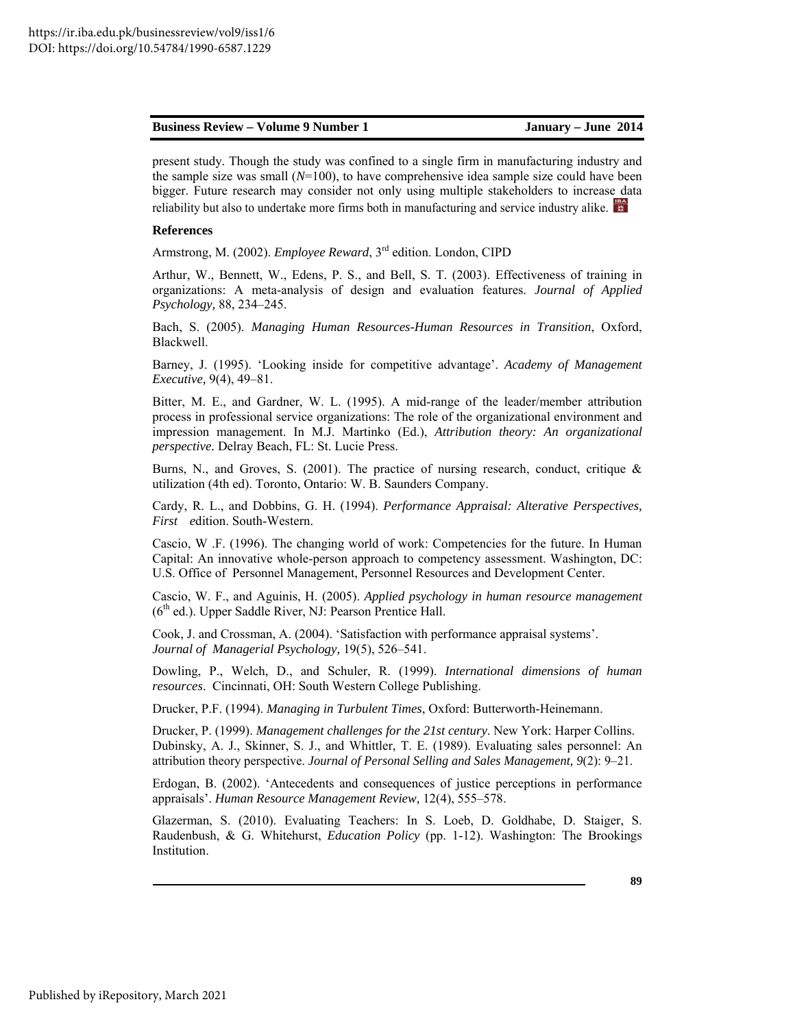present study. Though the study was confined to a single firm in manufacturing industry and the sample size was small (*N*=100), to have comprehensive idea sample size could have been bigger. Future research may consider not only using multiple stakeholders to increase data reliability but also to undertake more firms both in manufacturing and service industry alike.

**References**

Armstrong, M. (2002). *Employee Reward*, 3rd edition. London, CIPD

Arthur, W., Bennett, W., Edens, P. S., and Bell, S. T. (2003). Effectiveness of training in organizations: A meta-analysis of design and evaluation features. *Journal of Applied Psychology,* 88, 234–245.

Bach, S. (2005). *Managing Human Resources-Human Resources in Transition*, Oxford, Blackwell.

Barney, J. (1995). 'Looking inside for competitive advantage'. *Academy of Management Executive,* 9(4), 49–81.

Bitter, M. E., and Gardner, W. L. (1995). A mid-range of the leader/member attribution process in professional service organizations: The role of the organizational environment and impression management. In M.J. Martinko (Ed.), *Attribution theory: An organizational perspective.* Delray Beach, FL: St. Lucie Press.

Burns, N., and Groves, S. (2001). The practice of nursing research, conduct, critique & utilization (4th ed). Toronto, Ontario: W. B. Saunders Company.

Cardy, R. L., and Dobbins, G. H. (1994). *Performance Appraisal: Alterative Perspectives, First edition*. South-Western.

Cascio, W .F. (1996). The changing world of work: Competencies for the future. In Human Capital: An innovative whole-person approach to competency assessment. Washington, DC: U.S. Office of Personnel Management, Personnel Resources and Development Center.

Cascio, W. F., and Aguinis, H. (2005). *Applied psychology in human resource management* (6th ed.). Upper Saddle River, NJ: Pearson Prentice Hall.

Cook, J. and Crossman, A. (2004). 'Satisfaction with performance appraisal systems'. *Journal of Managerial Psychology,* 19(5), 526–541.

Dowling, P., Welch, D., and Schuler, R. (1999). *International dimensions of human resources*. Cincinnati, OH: South Western College Publishing.

Drucker, P.F. (1994). *Managing in Turbulent Times*, Oxford: Butterworth-Heinemann.

Drucker, P. (1999). *Management challenges for the 21st century*. New York: Harper Collins.

Dubinsky, A. J., Skinner, S. J., and Whittler, T. E. (1989). Evaluating sales personnel: An attribution theory perspective. *Journal of Personal Selling and Sales Management, 9*(2): 9–21.

Erdogan, B. (2002). 'Antecedents and consequences of justice perceptions in performance appraisals'. *Human Resource Management Review,* 12(4), 555–578.

Glazerman, S. (2010). Evaluating Teachers: In S. Loeb, D. Goldhabe, D. Staiger, S. Raudenbush, & G. Whitehurst, *Education Policy* (pp. 1-12). Washington: The Brookings Institution.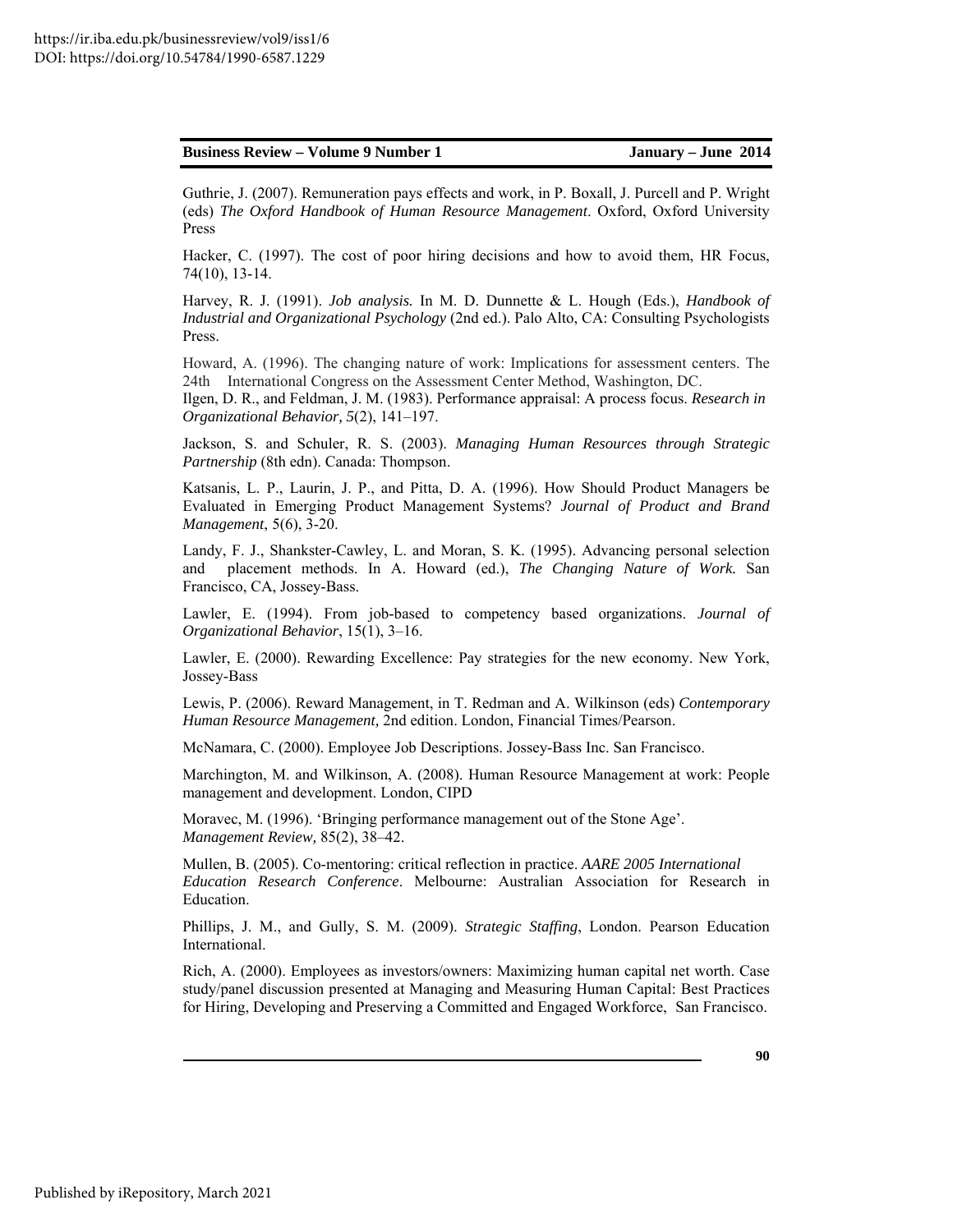Guthrie, J. (2007). Remuneration pays effects and work, in P. Boxall, J. Purcell and P. Wright (eds) *The Oxford Handbook of Human Resource Management*. Oxford, Oxford University Press

Hacker, C. (1997). The cost of poor hiring decisions and how to avoid them, HR Focus, 74(10), 13-14.

Harvey, R. J. (1991). *Job analysis.* In M. D. Dunnette & L. Hough (Eds.), *Handbook of Industrial and Organizational Psychology* (2nd ed.). Palo Alto, CA: Consulting Psychologists Press.

Howard, A. (1996). The changing nature of work: Implications for assessment centers. The 24th International Congress on the Assessment Center Method, Washington, DC.

Ilgen, D. R., and Feldman, J. M. (1983). Performance appraisal: A process focus. *Research in Organizational Behavior, 5*(2), 141–197.

Jackson, S. and Schuler, R. S. (2003). *Managing Human Resources through Strategic Partnership* (8th edn). Canada: Thompson.

Katsanis, L. P., Laurin, J. P., and Pitta, D. A. (1996). How Should Product Managers be Evaluated in Emerging Product Management Systems? *Journal of Product and Brand Management*, 5(6), 3-20.

Landy, F. J., Shankster-Cawley, L. and Moran, S. K. (1995). Advancing personal selection and placement methods. In A. Howard (ed.), *The Changing Nature of Work.* San Francisco, CA, Jossey-Bass.

Lawler, E. (1994). From job-based to competency based organizations. *Journal of Organizational Behavior*, 15(1), 3–16.

Lawler, E. (2000). Rewarding Excellence: Pay strategies for the new economy. New York, Jossey-Bass

Lewis, P. (2006). Reward Management, in T. Redman and A. Wilkinson (eds) *Contemporary Human Resource Management,* 2nd edition. London, Financial Times/Pearson.

McNamara, C. (2000). Employee Job Descriptions. Jossey-Bass Inc. San Francisco.

Marchington, M. and Wilkinson, A. (2008). Human Resource Management at work: People management and development. London, CIPD

Moravec, M. (1996). 'Bringing performance management out of the Stone Age'. *Management Review,* 85(2), 38–42.

Mullen, B. (2005). Co-mentoring: critical reflection in practice. *AARE 2005 International Education Research Conference*. Melbourne: Australian Association for Research in Education.

Phillips, J. M., and Gully, S. M. (2009). *Strategic Staffing*, London. Pearson Education International.

Rich, A. (2000). Employees as investors/owners: Maximizing human capital net worth. Case study/panel discussion presented at Managing and Measuring Human Capital: Best Practices for Hiring, Developing and Preserving a Committed and Engaged Workforce, San Francisco.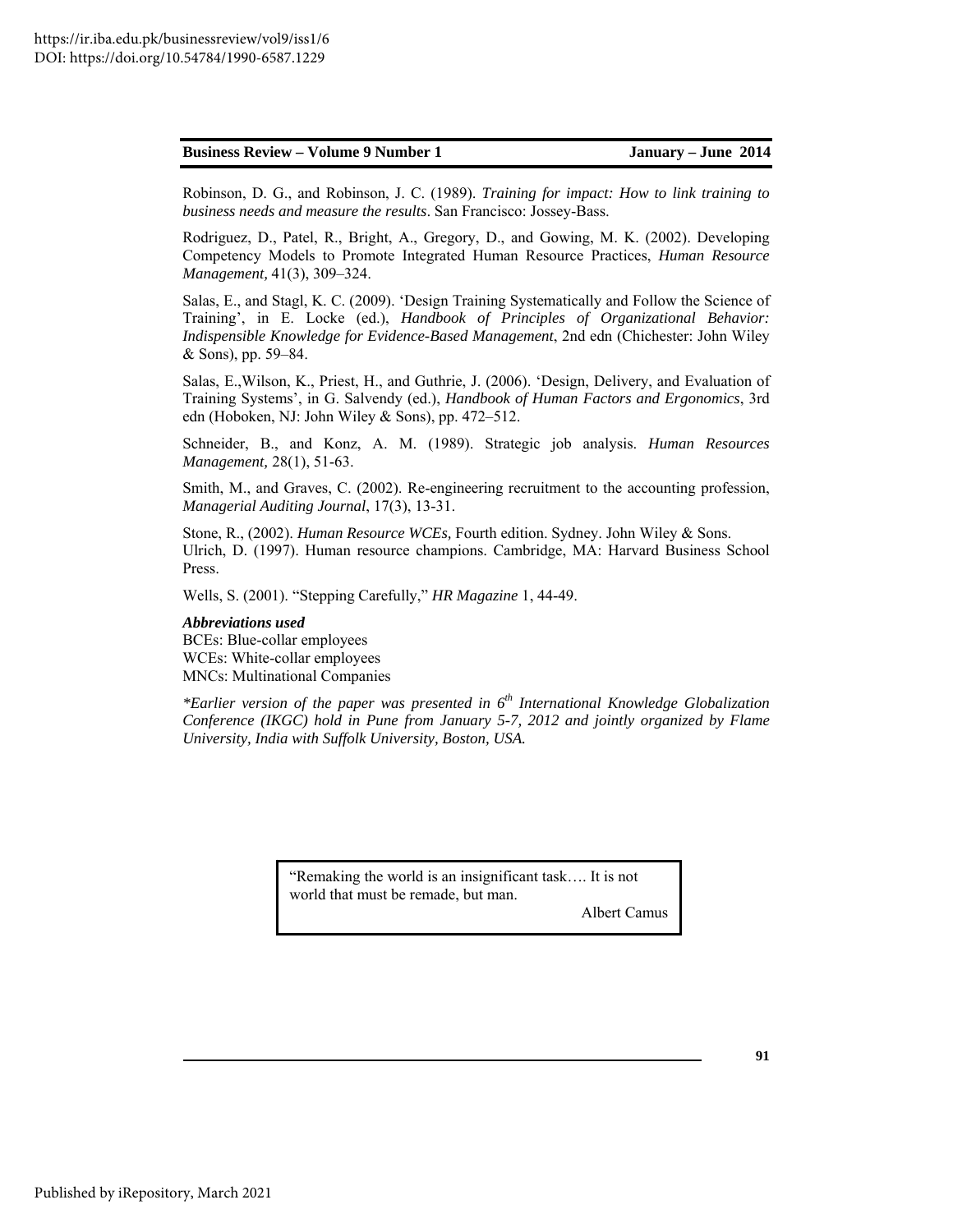Robinson, D. G., and Robinson, J. C. (1989). *Training for impact: How to link training to business needs and measure the results*. San Francisco: Jossey-Bass.

Rodriguez, D., Patel, R., Bright, A., Gregory, D., and Gowing, M. K. (2002). Developing Competency Models to Promote Integrated Human Resource Practices, *Human Resource Management,* 41(3), 309–324.

Salas, E., and Stagl, K. C. (2009). 'Design Training Systematically and Follow the Science of Training', in E. Locke (ed.), *Handbook of Principles of Organizational Behavior: Indispensible Knowledge for Evidence-Based Management*, 2nd edn (Chichester: John Wiley & Sons), pp. 59–84.

Salas, E.,Wilson, K., Priest, H., and Guthrie, J. (2006). 'Design, Delivery, and Evaluation of Training Systems', in G. Salvendy (ed.), *Handbook of Human Factors and Ergonomics*, 3rd edn (Hoboken, NJ: John Wiley & Sons), pp. 472–512.

Schneider, B., and Konz, A. M. (1989). Strategic job analysis. *Human Resources Management,* 28(1), 51-63.

Smith, M., and Graves, C. (2002). Re-engineering recruitment to the accounting profession, *Managerial Auditing Journal*, 17(3), 13-31.

Stone, R., (2002). *Human Resource WCEs,* Fourth edition. Sydney. John Wiley & Sons.

Ulrich, D. (1997). Human resource champions. Cambridge, MA: Harvard Business School Press.

Wells, S. (2001). "Stepping Carefully," *HR Magazine* 1, 44-49.

***Abbreviations used***

BCEs: Blue-collar employees  
WCEs: White-collar employees  
MNCs: Multinational Companies

*\*Earlier version of the paper was presented in 6th International Knowledge Globalization Conference (IKGC) hold in Pune from January 5-7, 2012 and jointly organized by Flame University, India with Suffolk University, Boston, USA.*

"Remaking the world is an insignificant task…. It is not world that must be remade, but man.

Albert Camus